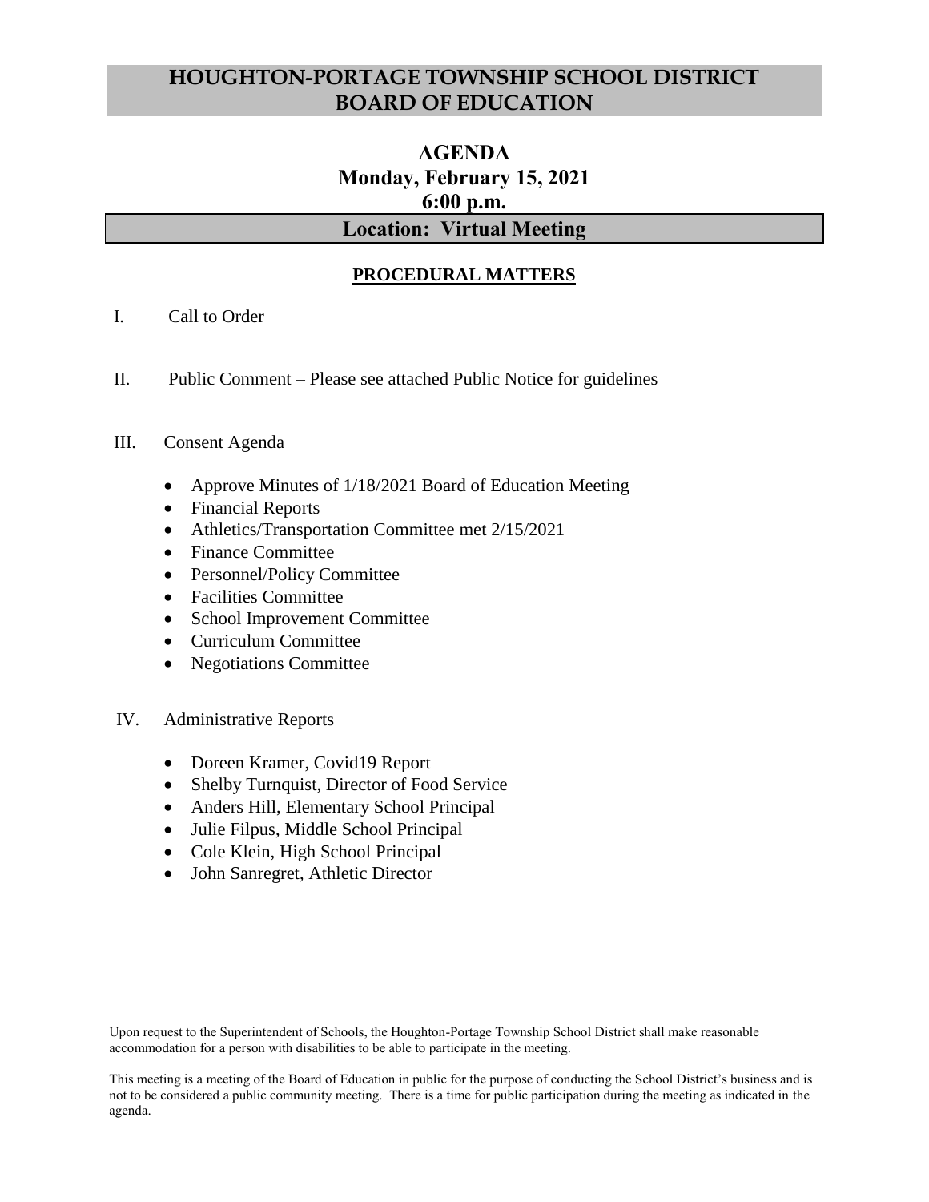# HOUGHTON-PORTAGE TOWNSHIP SCHOOL DISTRICT
# BOARD OF EDUCATION

## AGENDA
## Monday, February 15, 2021
## 6:00 p.m.

## Location: Virtual Meeting

### PROCEDURAL MATTERS

I. Call to Order

II. Public Comment – Please see attached Public Notice for guidelines

III. Consent Agenda

- Approve Minutes of 1/18/2021 Board of Education Meeting
- Financial Reports
- Athletics/Transportation Committee met 2/15/2021
- Finance Committee
- Personnel/Policy Committee
- Facilities Committee
- School Improvement Committee
- Curriculum Committee
- Negotiations Committee

IV. Administrative Reports

- Doreen Kramer, Covid19 Report
- Shelby Turnquist, Director of Food Service
- Anders Hill, Elementary School Principal
- Julie Filpus, Middle School Principal
- Cole Klein, High School Principal
- John Sanregret, Athletic Director

Upon request to the Superintendent of Schools, the Houghton-Portage Township School District shall make reasonable accommodation for a person with disabilities to be able to participate in the meeting.

This meeting is a meeting of the Board of Education in public for the purpose of conducting the School District's business and is not to be considered a public community meeting. There is a time for public participation during the meeting as indicated in the agenda.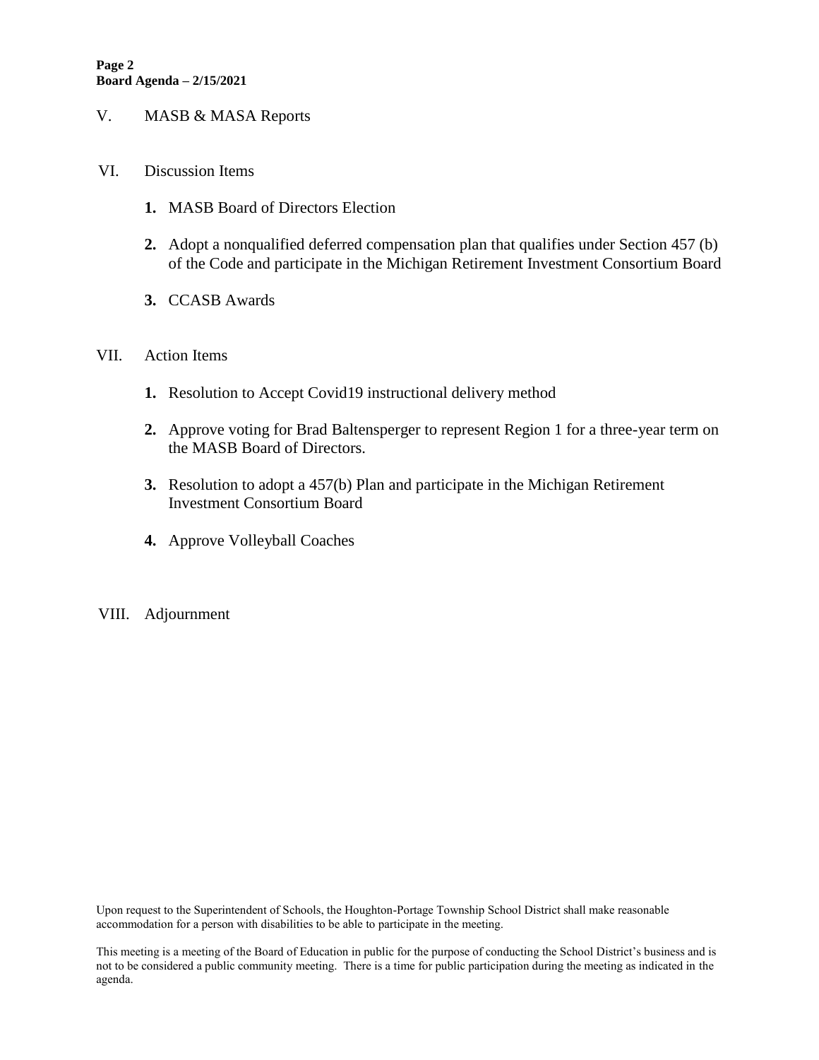## V. MASB & MASA Reports

## VI. Discussion Items

1. MASB Board of Directors Election
2. Adopt a nonqualified deferred compensation plan that qualifies under Section 457 (b) of the Code and participate in the Michigan Retirement Investment Consortium Board
3. CCASB Awards

## VII. Action Items

1. Resolution to Accept Covid19 instructional delivery method
2. Approve voting for Brad Baltensperger to represent Region 1 for a three-year term on the MASB Board of Directors.
3. Resolution to adopt a 457(b) Plan and participate in the Michigan Retirement Investment Consortium Board
4. Approve Volleyball Coaches

## VIII. Adjournment

Upon request to the Superintendent of Schools, the Houghton-Portage Township School District shall make reasonable accommodation for a person with disabilities to be able to participate in the meeting.

This meeting is a meeting of the Board of Education in public for the purpose of conducting the School District's business and is not to be considered a public community meeting. There is a time for public participation during the meeting as indicated in the agenda.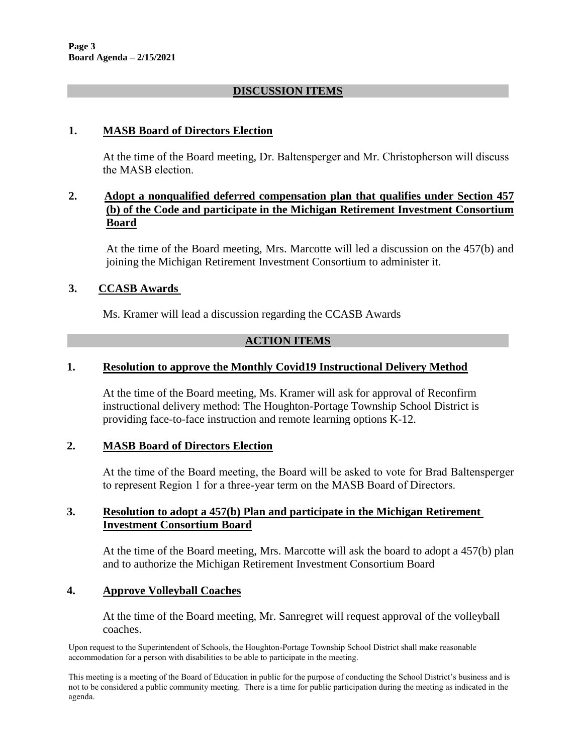## DISCUSSION ITEMS

### 1. MASB Board of Directors Election

At the time of the Board meeting, Dr. Baltensperger and Mr. Christopherson will discuss the MASB election.

### 2. Adopt a nonqualified deferred compensation plan that qualifies under Section 457 (b) of the Code and participate in the Michigan Retirement Investment Consortium Board

At the time of the Board meeting, Mrs. Marcotte will led a discussion on the 457(b) and joining the Michigan Retirement Investment Consortium to administer it.

### 3. CCASB Awards

Ms. Kramer will lead a discussion regarding the CCASB Awards

## ACTION ITEMS

### 1. Resolution to approve the Monthly Covid19 Instructional Delivery Method

At the time of the Board meeting, Ms. Kramer will ask for approval of Reconfirm instructional delivery method: The Houghton-Portage Township School District is providing face-to-face instruction and remote learning options K-12.

### 2. MASB Board of Directors Election

At the time of the Board meeting, the Board will be asked to vote for Brad Baltensperger to represent Region 1 for a three-year term on the MASB Board of Directors.

### 3. Resolution to adopt a 457(b) Plan and participate in the Michigan Retirement Investment Consortium Board

At the time of the Board meeting, Mrs. Marcotte will ask the board to adopt a 457(b) plan and to authorize the Michigan Retirement Investment Consortium Board

### 4. Approve Volleyball Coaches

At the time of the Board meeting, Mr. Sanregret will request approval of the volleyball coaches.

Upon request to the Superintendent of Schools, the Houghton-Portage Township School District shall make reasonable accommodation for a person with disabilities to be able to participate in the meeting.

This meeting is a meeting of the Board of Education in public for the purpose of conducting the School District's business and is not to be considered a public community meeting. There is a time for public participation during the meeting as indicated in the agenda.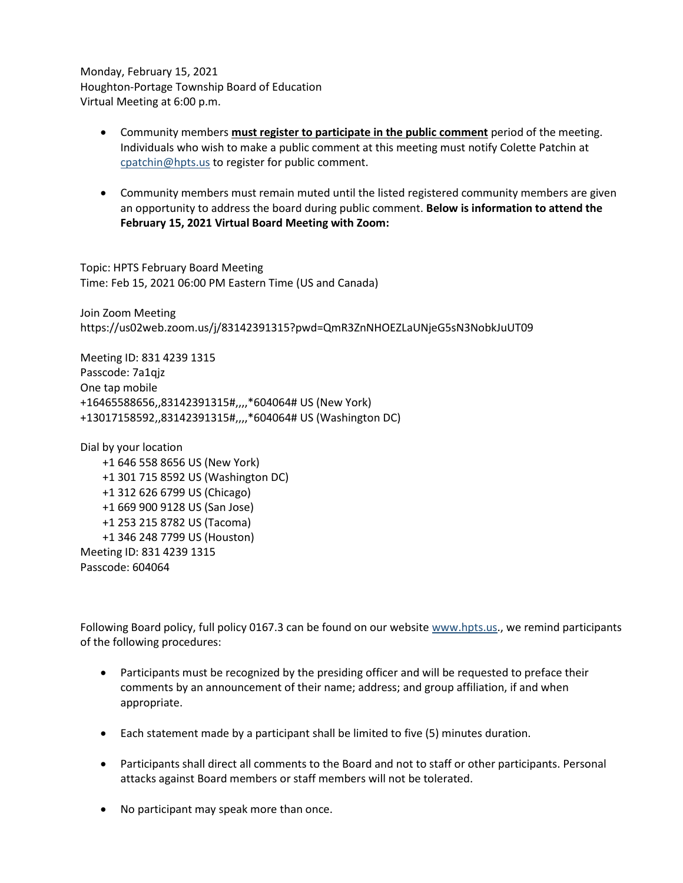Monday, February 15, 2021
Houghton-Portage Township Board of Education
Virtual Meeting at 6:00 p.m.

- Community members **must register to participate in the public comment** period of the meeting. Individuals who wish to make a public comment at this meeting must notify Colette Patchin at cpatchin@hpts.us to register for public comment.
- Community members must remain muted until the listed registered community members are given an opportunity to address the board during public comment. **Below is information to attend the February 15, 2021 Virtual Board Meeting with Zoom:**

Topic: HPTS February Board Meeting
Time: Feb 15, 2021 06:00 PM Eastern Time (US and Canada)

Join Zoom Meeting
https://us02web.zoom.us/j/83142391315?pwd=QmR3ZnNHOEZLaUNjeG5sN3NobkJuUT09

Meeting ID: 831 4239 1315
Passcode: 7a1qjz
One tap mobile
+16465588656,,83142391315#,,,,*604064# US (New York)
+13017158592,,83142391315#,,,,*604064# US (Washington DC)

Dial by your location
+1 646 558 8656 US (New York)
+1 301 715 8592 US (Washington DC)
+1 312 626 6799 US (Chicago)
+1 669 900 9128 US (San Jose)
+1 253 215 8782 US (Tacoma)
+1 346 248 7799 US (Houston)
Meeting ID: 831 4239 1315
Passcode: 604064

Following Board policy, full policy 0167.3 can be found on our website www.hpts.us., we remind participants of the following procedures:

- Participants must be recognized by the presiding officer and will be requested to preface their comments by an announcement of their name; address; and group affiliation, if and when appropriate.
- Each statement made by a participant shall be limited to five (5) minutes duration.
- Participants shall direct all comments to the Board and not to staff or other participants. Personal attacks against Board members or staff members will not be tolerated.
- No participant may speak more than once.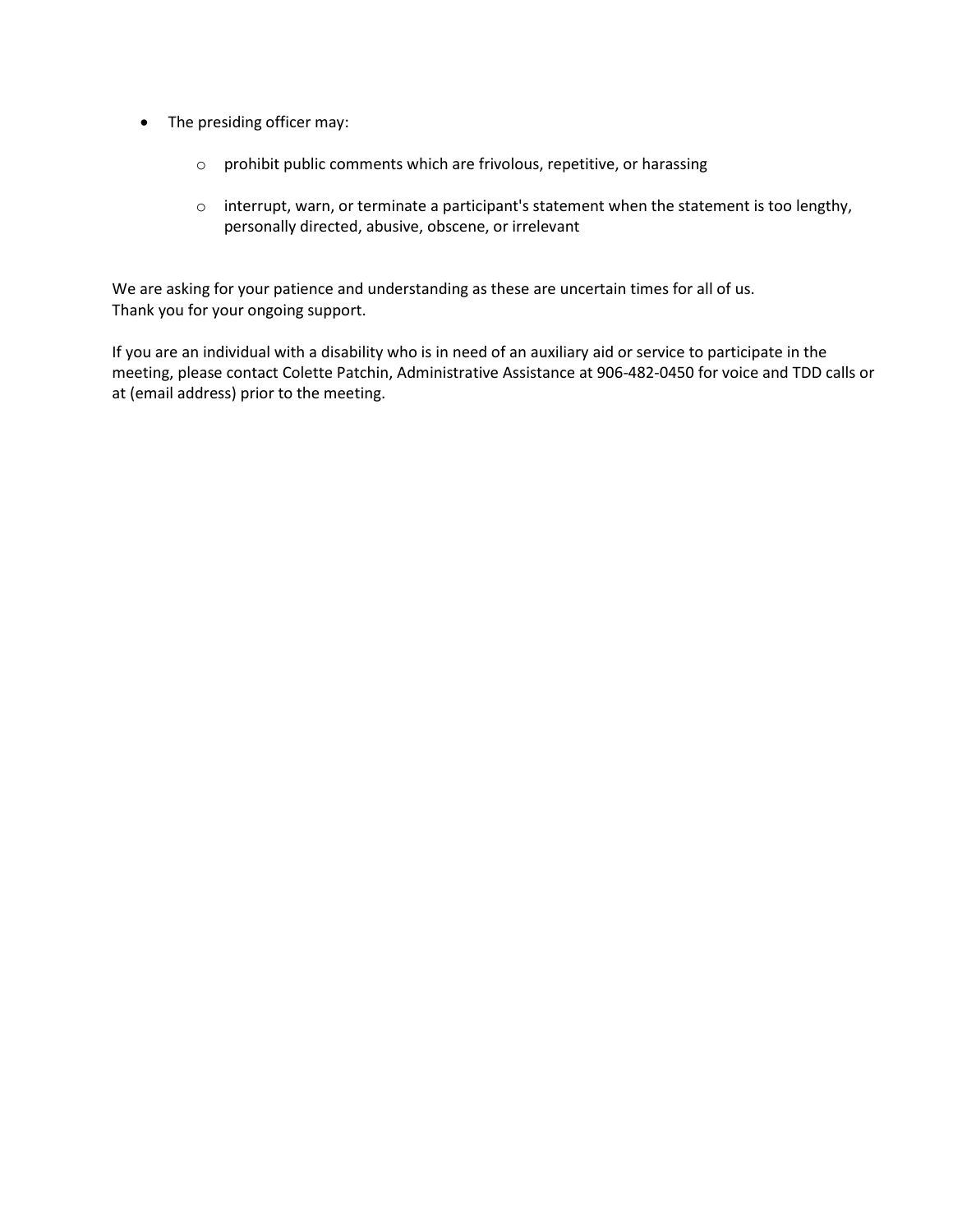- The presiding officer may:
  - prohibit public comments which are frivolous, repetitive, or harassing
  - interrupt, warn, or terminate a participant's statement when the statement is too lengthy, personally directed, abusive, obscene, or irrelevant

We are asking for your patience and understanding as these are uncertain times for all of us.
Thank you for your ongoing support.

If you are an individual with a disability who is in need of an auxiliary aid or service to participate in the meeting, please contact Colette Patchin, Administrative Assistance at 906-482-0450 for voice and TDD calls or at (email address) prior to the meeting.